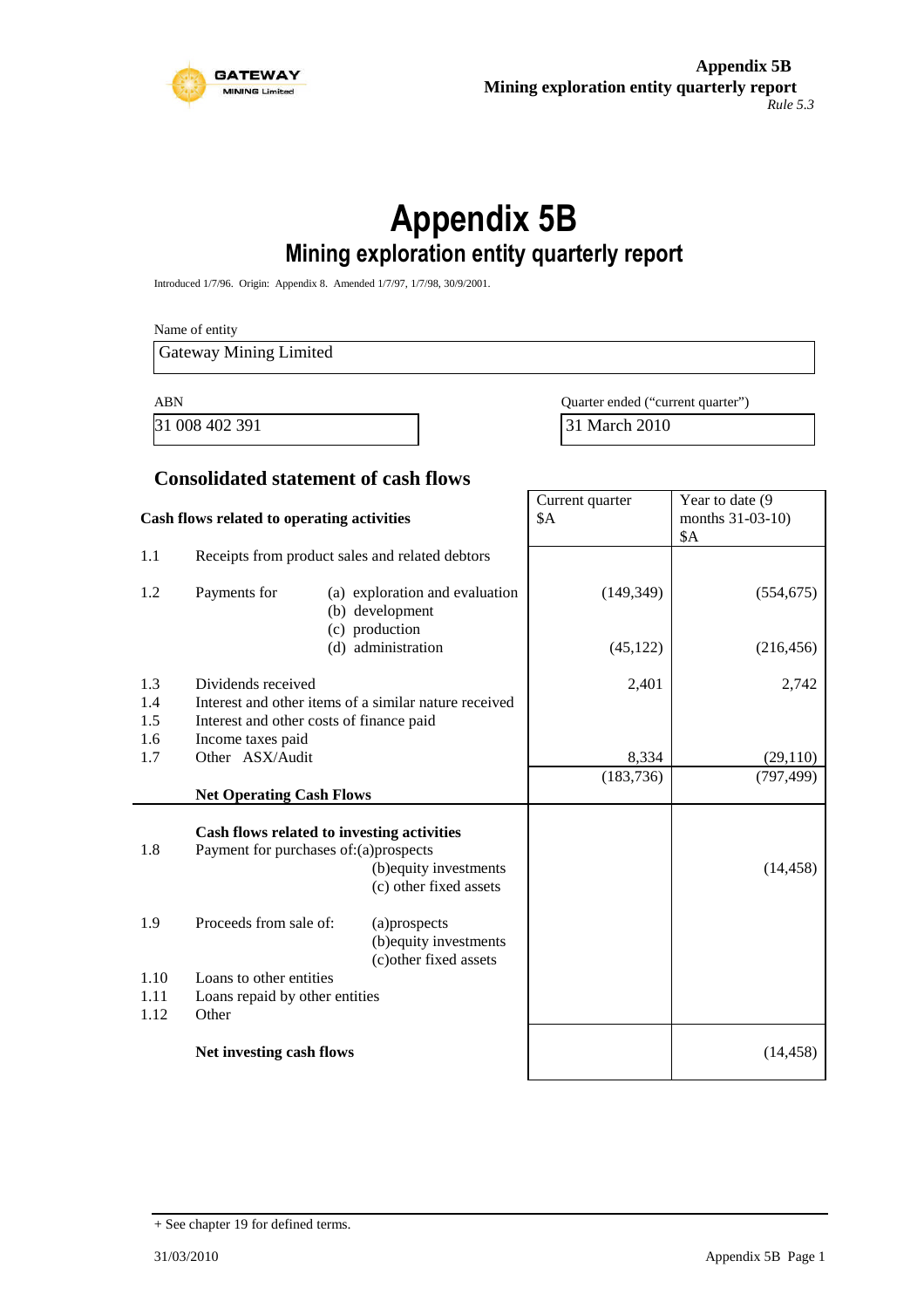# Appendix 5B

## Mining exploration entity quarterly report

Introduced 1/7/96. Origin: Appendix 8. Amended 1/7/97, 1/7/98, 30/9/2001.

Name of entity

| Gateway Mining Limited |
|---|

| ABN | Quarter ended ("current quarter") |
|---|---|
| 31 008 402 391 | 31 March 2010 |

## Consolidated statement of cash flows

| | Cash flows related to operating activities | | Current quarter $A | Year to date (9 months 31-03-10) $A |
|---|---|---|---|---|
| 1.1 | Receipts from product sales and related debtors | | | |
| 1.2 | Payments for | (a) exploration and evaluation | (149,349) | (554,675) |
| | | (b) development | | |
| | | (c) production | | |
| | | (d) administration | (45,122) | (216,456) |
| 1.3 | Dividends received | | 2,401 | 2,742 |
| 1.4 | Interest and other items of a similar nature received | | | |
| 1.5 | Interest and other costs of finance paid | | | |
| 1.6 | Income taxes paid | | | |
| 1.7 | Other ASX/Audit | | 8,334 | (29,110) |
| | **Net Operating Cash Flows** | | (183,736) | (797,499) |
| | **Cash flows related to investing activities** | | | |
| 1.8 | Payment for purchases of: | (a)prospects | | |
| | | (b)equity investments | | (14,458) |
| | | (c) other fixed assets | | |
| 1.9 | Proceeds from sale of: | (a)prospects | | |
| | | (b)equity investments | | |
| | | (c)other fixed assets | | |
| 1.10 | Loans to other entities | | | |
| 1.11 | Loans repaid by other entities | | | |
| 1.12 | Other | | | |
| | **Net investing cash flows** | | | (14,458) |

+ See chapter 19 for defined terms.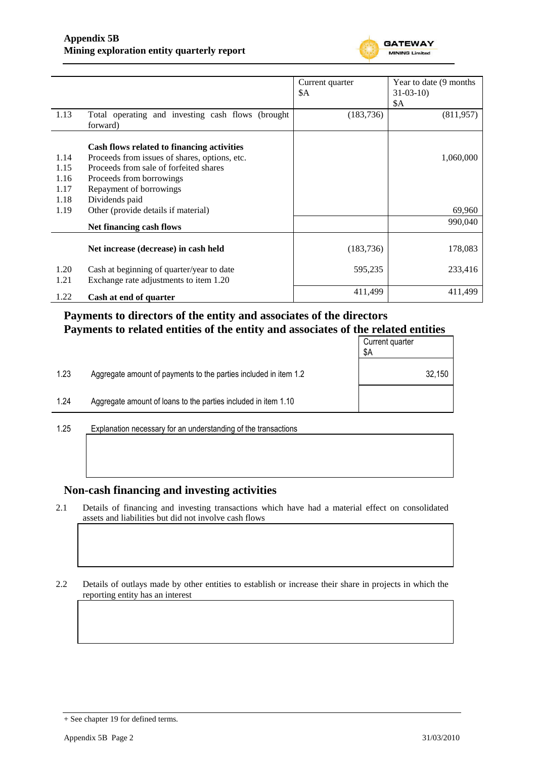| | | Current quarter $A | Year to date (9 months 31-03-10) $A |
|---|---|---|---|
| 1.13 | Total operating and investing cash flows (brought forward) | (183,736) | (811,957) |
| | **Cash flows related to financing activities** | | |
| 1.14 | Proceeds from issues of shares, options, etc. | | 1,060,000 |
| 1.15 | Proceeds from sale of forfeited shares | | |
| 1.16 | Proceeds from borrowings | | |
| 1.17 | Repayment of borrowings | | |
| 1.18 | Dividends paid | | |
| 1.19 | Other (provide details if material) | | 69,960 |
| | **Net financing cash flows** | | 990,040 |
| | **Net increase (decrease) in cash held** | (183,736) | 178,083 |
| 1.20 | Cash at beginning of quarter/year to date | 595,235 | 233,416 |
| 1.21 | Exchange rate adjustments to item 1.20 | | |
| 1.22 | **Cash at end of quarter** | 411,499 | 411,499 |

## Payments to directors of the entity and associates of the directors
## Payments to related entities of the entity and associates of the related entities

| | | Current quarter $A |
|---|---|---|
| 1.23 | Aggregate amount of payments to the parties included in item 1.2 | 32,150 |
| 1.24 | Aggregate amount of loans to the parties included in item 1.10 | |

1.25 Explanation necessary for an understanding of the transactions

## Non-cash financing and investing activities

2.1 Details of financing and investing transactions which have had a material effect on consolidated assets and liabilities but did not involve cash flows

2.2 Details of outlays made by other entities to establish or increase their share in projects in which the reporting entity has an interest

+ See chapter 19 for defined terms.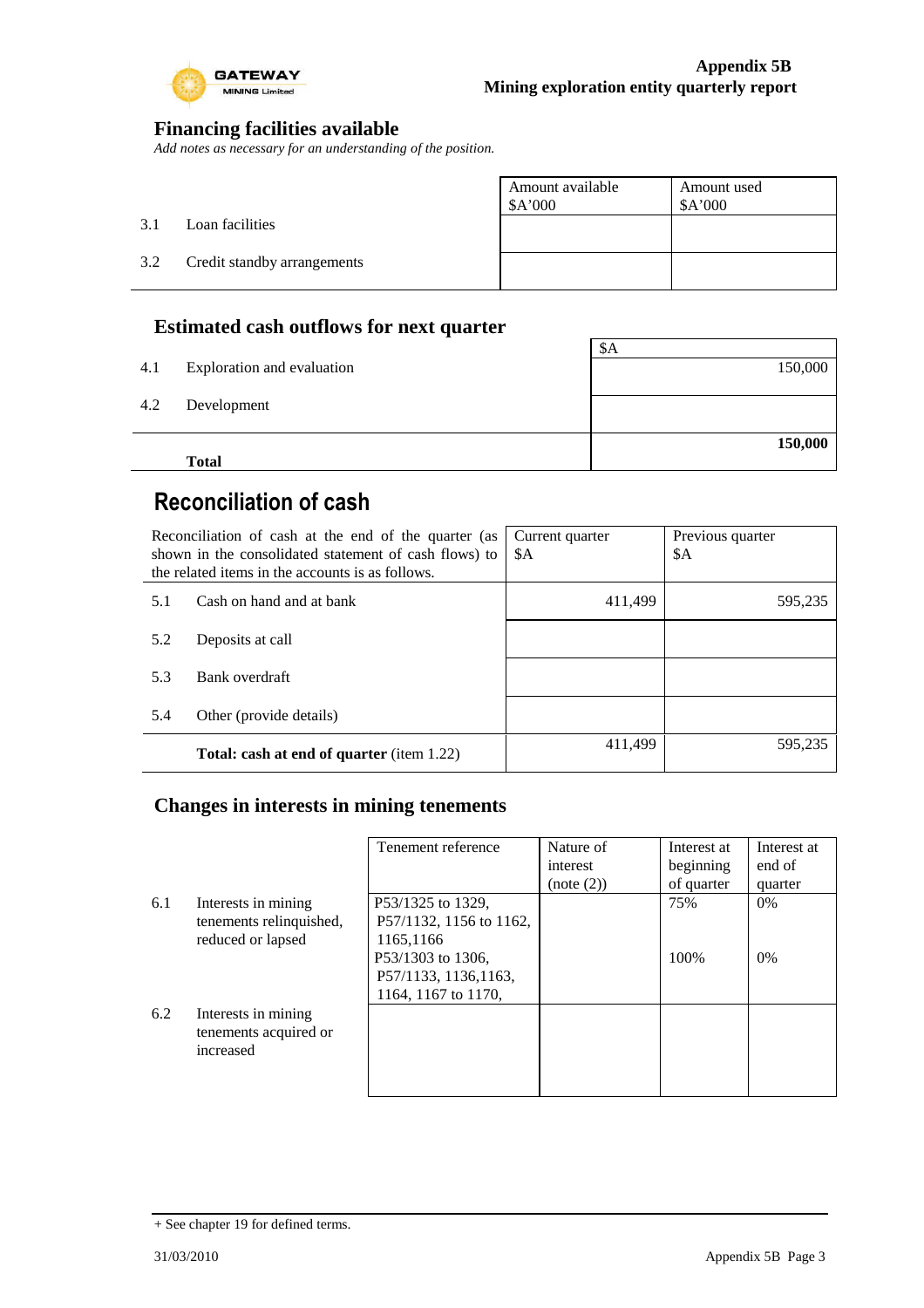## Financing facilities available

*Add notes as necessary for an understanding of the position.*

| | | Amount available $A'000 | Amount used $A'000 |
|---|---|---|---|
| 3.1 | Loan facilities | | |
| 3.2 | Credit standby arrangements | | |

## Estimated cash outflows for next quarter

| | | $A |
|---|---|---|
| 4.1 | Exploration and evaluation | 150,000 |
| 4.2 | Development | |
| | **Total** | **150,000** |

## Reconciliation of cash

| Reconciliation of cash at the end of the quarter (as shown in the consolidated statement of cash flows) to the related items in the accounts is as follows. | | Current quarter $A | Previous quarter $A |
|---|---|---|---|
| 5.1 | Cash on hand and at bank | 411,499 | 595,235 |
| 5.2 | Deposits at call | | |
| 5.3 | Bank overdraft | | |
| 5.4 | Other (provide details) | | |
| | **Total: cash at end of quarter** (item 1.22) | 411,499 | 595,235 |

## Changes in interests in mining tenements

| | | Tenement reference | Nature of interest (note (2)) | Interest at beginning of quarter | Interest at end of quarter |
|---|---|---|---|---|---|
| 6.1 | Interests in mining tenements relinquished, reduced or lapsed | P53/1325 to 1329, P57/1132, 1156 to 1162, 1165,1166 | | 75% | 0% |
| | | P53/1303 to 1306, P57/1133, 1136,1163, 1164, 1167 to 1170, | | 100% | 0% |
| 6.2 | Interests in mining tenements acquired or increased | | | | |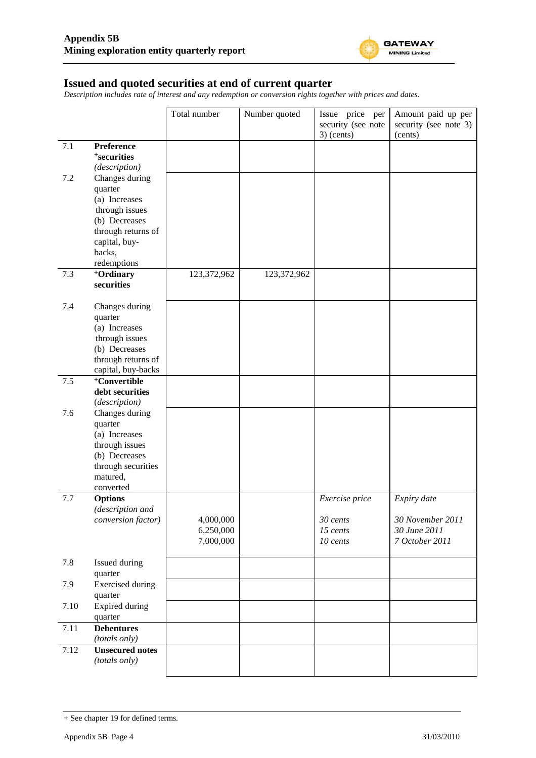## Issued and quoted securities at end of current quarter

*Description includes rate of interest and any redemption or conversion rights together with prices and dates.*

| | | Total number | Number quoted | Issue price per security (see note 3) (cents) | Amount paid up per security (see note 3) (cents) |
|---|---|---|---|---|---|
| 7.1 | **Preference +securities** *(description)* | | | | |
| 7.2 | Changes during quarter (a) Increases through issues (b) Decreases through returns of capital, buy-backs, redemptions | | | | |
| 7.3 | **+Ordinary securities** | 123,372,962 | 123,372,962 | | |
| 7.4 | Changes during quarter (a) Increases through issues (b) Decreases through returns of capital, buy-backs | | | | |
| 7.5 | **+Convertible debt securities** *(description)* | | | | |
| 7.6 | Changes during quarter (a) Increases through issues (b) Decreases through securities matured, converted | | | | |
| 7.7 | **Options** *(description and conversion factor)* | 4,000,000<br>6,250,000<br>7,000,000 | | *Exercise price*<br>*30 cents*<br>*15 cents*<br>*10 cents* | *Expiry date*<br>*30 November 2011*<br>*30 June 2011*<br>*7 October 2011* |
| 7.8 | Issued during quarter | | | | |
| 7.9 | Exercised during quarter | | | | |
| 7.10 | Expired during quarter | | | | |
| 7.11 | **Debentures** *(totals only)* | | | | |
| 7.12 | **Unsecured notes** *(totals only)* | | | | |

+ See chapter 19 for defined terms.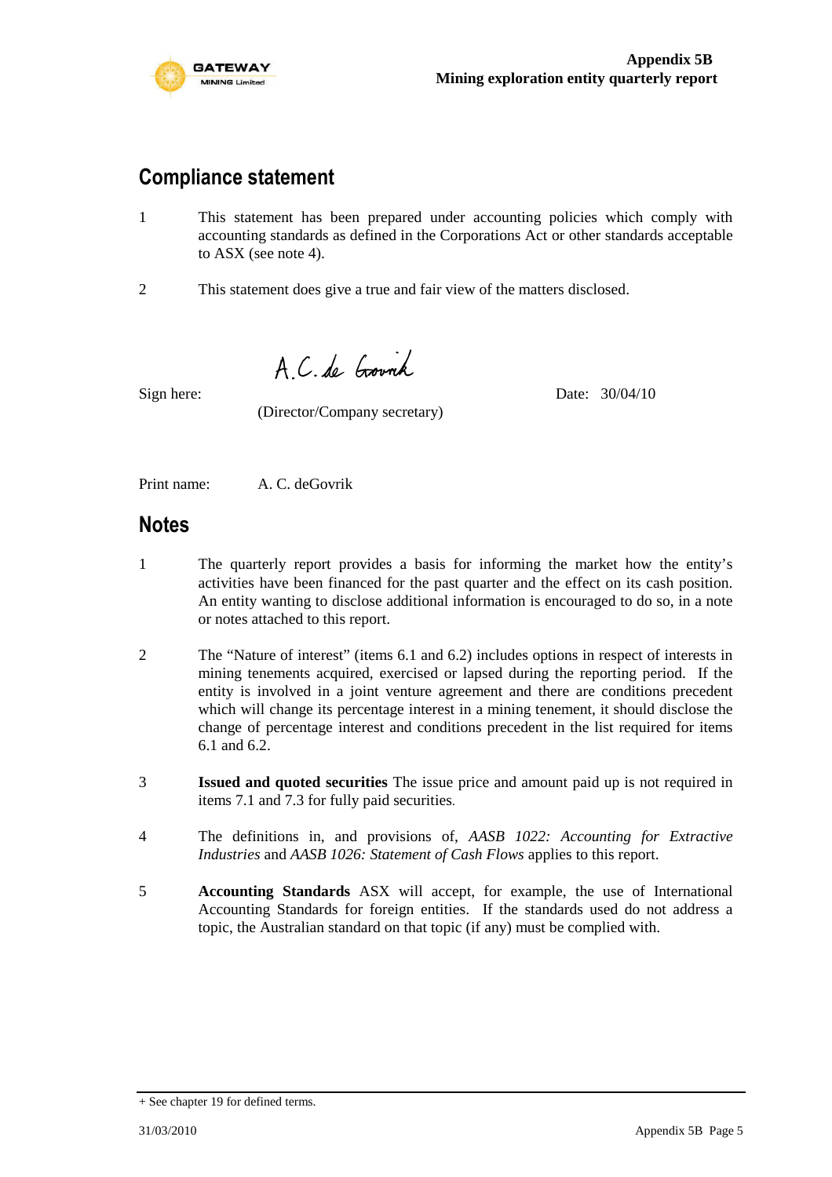## Compliance statement

1 This statement has been prepared under accounting policies which comply with accounting standards as defined in the Corporations Act or other standards acceptable to ASX (see note 4).

2 This statement does give a true and fair view of the matters disclosed.

Sign here: A. C. de Govrik (Director/Company secretary) Date: 30/04/10

Print name: A. C. deGovrik

## Notes

1 The quarterly report provides a basis for informing the market how the entity's activities have been financed for the past quarter and the effect on its cash position. An entity wanting to disclose additional information is encouraged to do so, in a note or notes attached to this report.

2 The "Nature of interest" (items 6.1 and 6.2) includes options in respect of interests in mining tenements acquired, exercised or lapsed during the reporting period. If the entity is involved in a joint venture agreement and there are conditions precedent which will change its percentage interest in a mining tenement, it should disclose the change of percentage interest and conditions precedent in the list required for items 6.1 and 6.2.

3 **Issued and quoted securities** The issue price and amount paid up is not required in items 7.1 and 7.3 for fully paid securities.

4 The definitions in, and provisions of, *AASB 1022: Accounting for Extractive Industries* and *AASB 1026: Statement of Cash Flows* applies to this report.

5 **Accounting Standards** ASX will accept, for example, the use of International Accounting Standards for foreign entities. If the standards used do not address a topic, the Australian standard on that topic (if any) must be complied with.

+ See chapter 19 for defined terms.